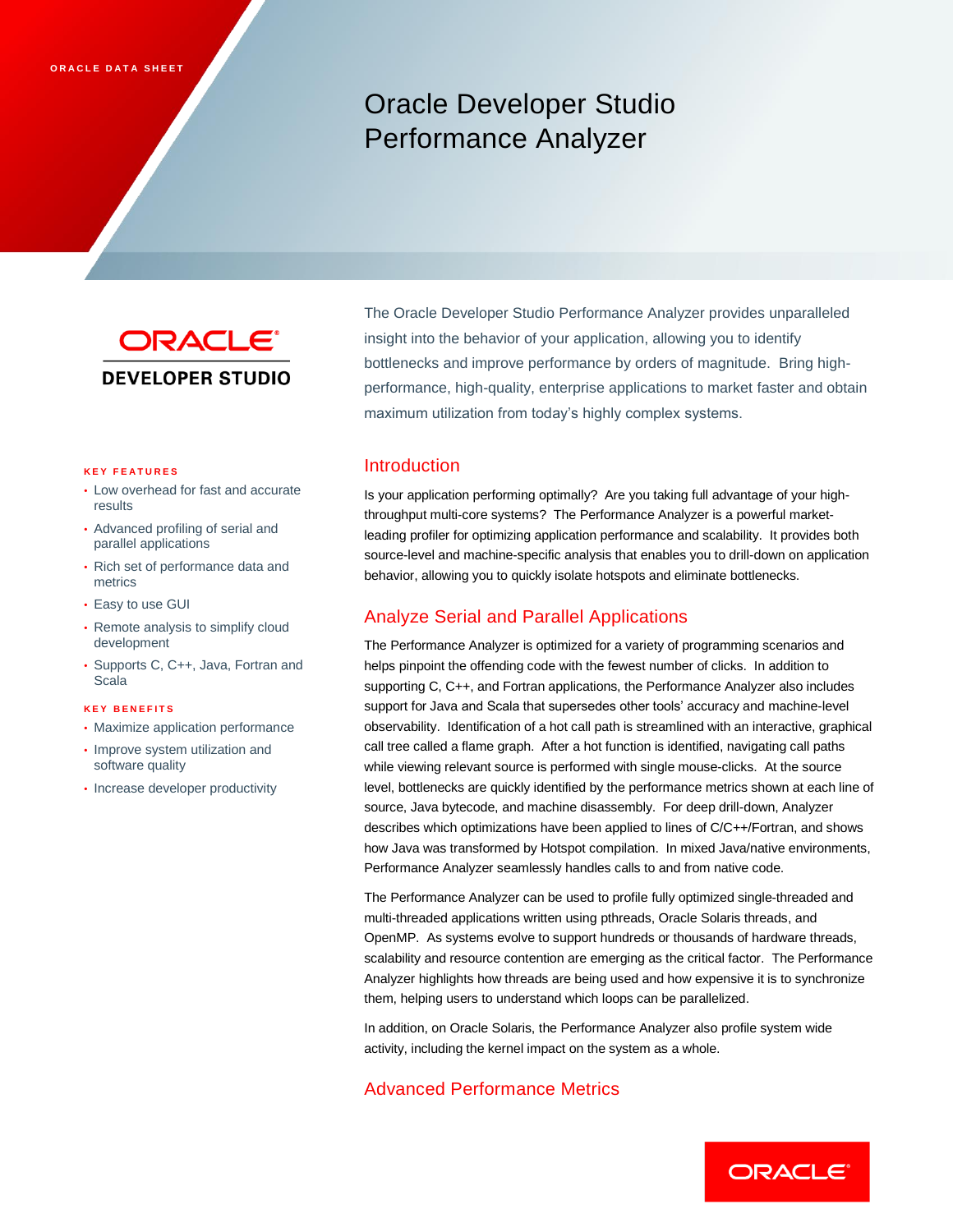ORACLE DATA SHEET

# Oracle Developer Studio Performance Analyzer

ORACLE DEVELOPER STUDIO

The Oracle Developer Studio Performance Analyzer provides unparalleled insight into the behavior of your application, allowing you to identify bottlenecks and improve performance by orders of magnitude. Bring high-performance, high-quality, enterprise applications to market faster and obtain maximum utilization from today's highly complex systems.

**KEY FEATURES**

- Low overhead for fast and accurate results
- Advanced profiling of serial and parallel applications
- Rich set of performance data and metrics
- Easy to use GUI
- Remote analysis to simplify cloud development
- Supports C, C++, Java, Fortran and Scala

**KEY BENEFITS**

- Maximize application performance
- Improve system utilization and software quality
- Increase developer productivity

## Introduction

Is your application performing optimally? Are you taking full advantage of your high-throughput multi-core systems? The Performance Analyzer is a powerful market-leading profiler for optimizing application performance and scalability. It provides both source-level and machine-specific analysis that enables you to drill-down on application behavior, allowing you to quickly isolate hotspots and eliminate bottlenecks.

## Analyze Serial and Parallel Applications

The Performance Analyzer is optimized for a variety of programming scenarios and helps pinpoint the offending code with the fewest number of clicks. In addition to supporting C, C++, and Fortran applications, the Performance Analyzer also includes support for Java and Scala that supersedes other tools' accuracy and machine-level observability. Identification of a hot call path is streamlined with an interactive, graphical call tree called a flame graph. After a hot function is identified, navigating call paths while viewing relevant source is performed with single mouse-clicks. At the source level, bottlenecks are quickly identified by the performance metrics shown at each line of source, Java bytecode, and machine disassembly. For deep drill-down, Analyzer describes which optimizations have been applied to lines of C/C++/Fortran, and shows how Java was transformed by Hotspot compilation. In mixed Java/native environments, Performance Analyzer seamlessly handles calls to and from native code.

The Performance Analyzer can be used to profile fully optimized single-threaded and multi-threaded applications written using pthreads, Oracle Solaris threads, and OpenMP. As systems evolve to support hundreds or thousands of hardware threads, scalability and resource contention are emerging as the critical factor. The Performance Analyzer highlights how threads are being used and how expensive it is to synchronize them, helping users to understand which loops can be parallelized.

In addition, on Oracle Solaris, the Performance Analyzer also profile system wide activity, including the kernel impact on the system as a whole.

## Advanced Performance Metrics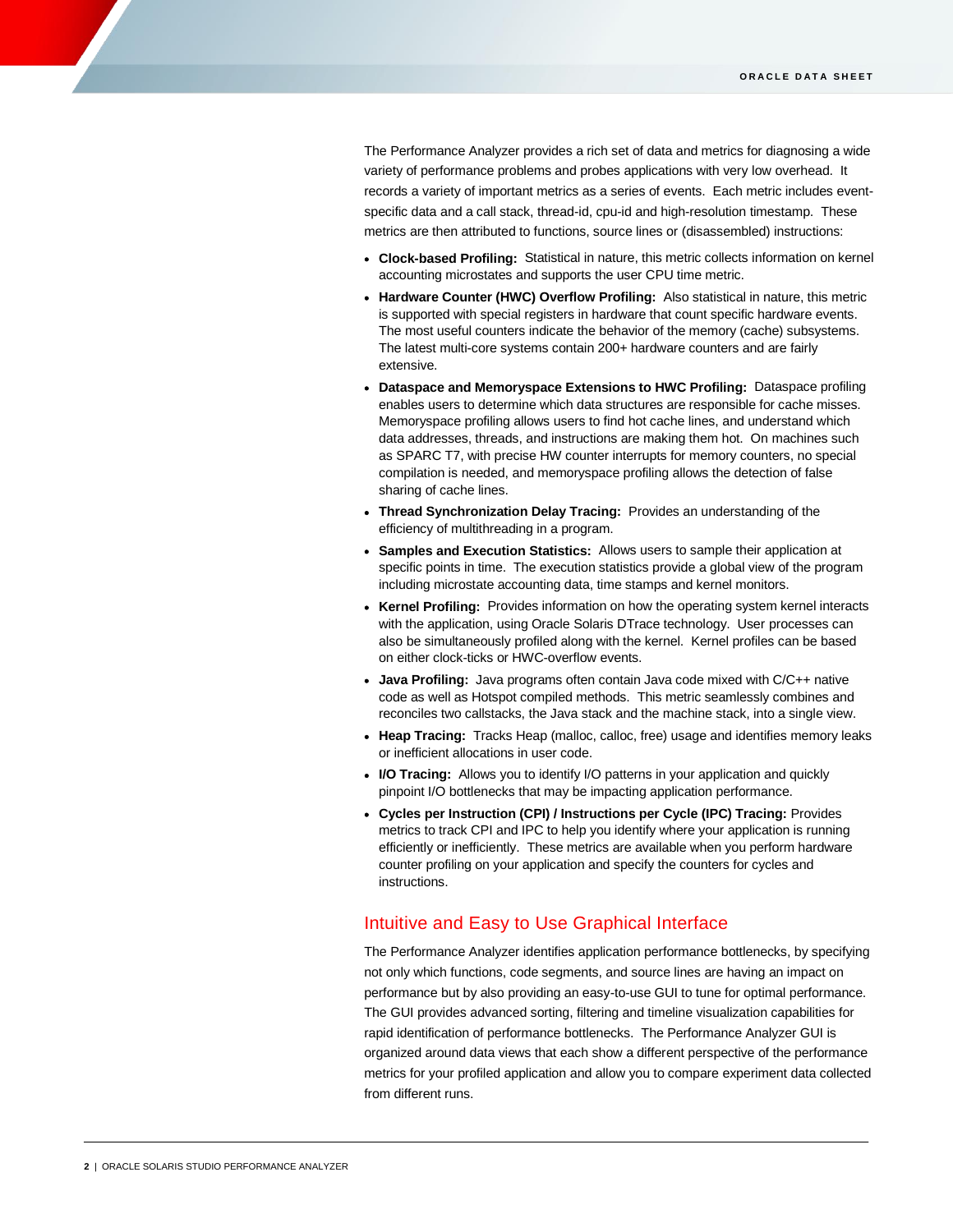The Performance Analyzer provides a rich set of data and metrics for diagnosing a wide variety of performance problems and probes applications with very low overhead. It records a variety of important metrics as a series of events. Each metric includes event-specific data and a call stack, thread-id, cpu-id and high-resolution timestamp. These metrics are then attributed to functions, source lines or (disassembled) instructions:

- **Clock-based Profiling:** Statistical in nature, this metric collects information on kernel accounting microstates and supports the user CPU time metric.
- **Hardware Counter (HWC) Overflow Profiling:** Also statistical in nature, this metric is supported with special registers in hardware that count specific hardware events. The most useful counters indicate the behavior of the memory (cache) subsystems. The latest multi-core systems contain 200+ hardware counters and are fairly extensive.
- **Dataspace and Memoryspace Extensions to HWC Profiling:** Dataspace profiling enables users to determine which data structures are responsible for cache misses. Memoryspace profiling allows users to find hot cache lines, and understand which data addresses, threads, and instructions are making them hot. On machines such as SPARC T7, with precise HW counter interrupts for memory counters, no special compilation is needed, and memoryspace profiling allows the detection of false sharing of cache lines.
- **Thread Synchronization Delay Tracing:** Provides an understanding of the efficiency of multithreading in a program.
- **Samples and Execution Statistics:** Allows users to sample their application at specific points in time. The execution statistics provide a global view of the program including microstate accounting data, time stamps and kernel monitors.
- **Kernel Profiling:** Provides information on how the operating system kernel interacts with the application, using Oracle Solaris DTrace technology. User processes can also be simultaneously profiled along with the kernel. Kernel profiles can be based on either clock-ticks or HWC-overflow events.
- **Java Profiling:** Java programs often contain Java code mixed with C/C++ native code as well as Hotspot compiled methods. This metric seamlessly combines and reconciles two callstacks, the Java stack and the machine stack, into a single view.
- **Heap Tracing:** Tracks Heap (malloc, calloc, free) usage and identifies memory leaks or inefficient allocations in user code.
- **I/O Tracing:** Allows you to identify I/O patterns in your application and quickly pinpoint I/O bottlenecks that may be impacting application performance.
- **Cycles per Instruction (CPI) / Instructions per Cycle (IPC) Tracing:** Provides metrics to track CPI and IPC to help you identify where your application is running efficiently or inefficiently. These metrics are available when you perform hardware counter profiling on your application and specify the counters for cycles and instructions.

## Intuitive and Easy to Use Graphical Interface

The Performance Analyzer identifies application performance bottlenecks, by specifying not only which functions, code segments, and source lines are having an impact on performance but by also providing an easy-to-use GUI to tune for optimal performance. The GUI provides advanced sorting, filtering and timeline visualization capabilities for rapid identification of performance bottlenecks. The Performance Analyzer GUI is organized around data views that each show a different perspective of the performance metrics for your profiled application and allow you to compare experiment data collected from different runs.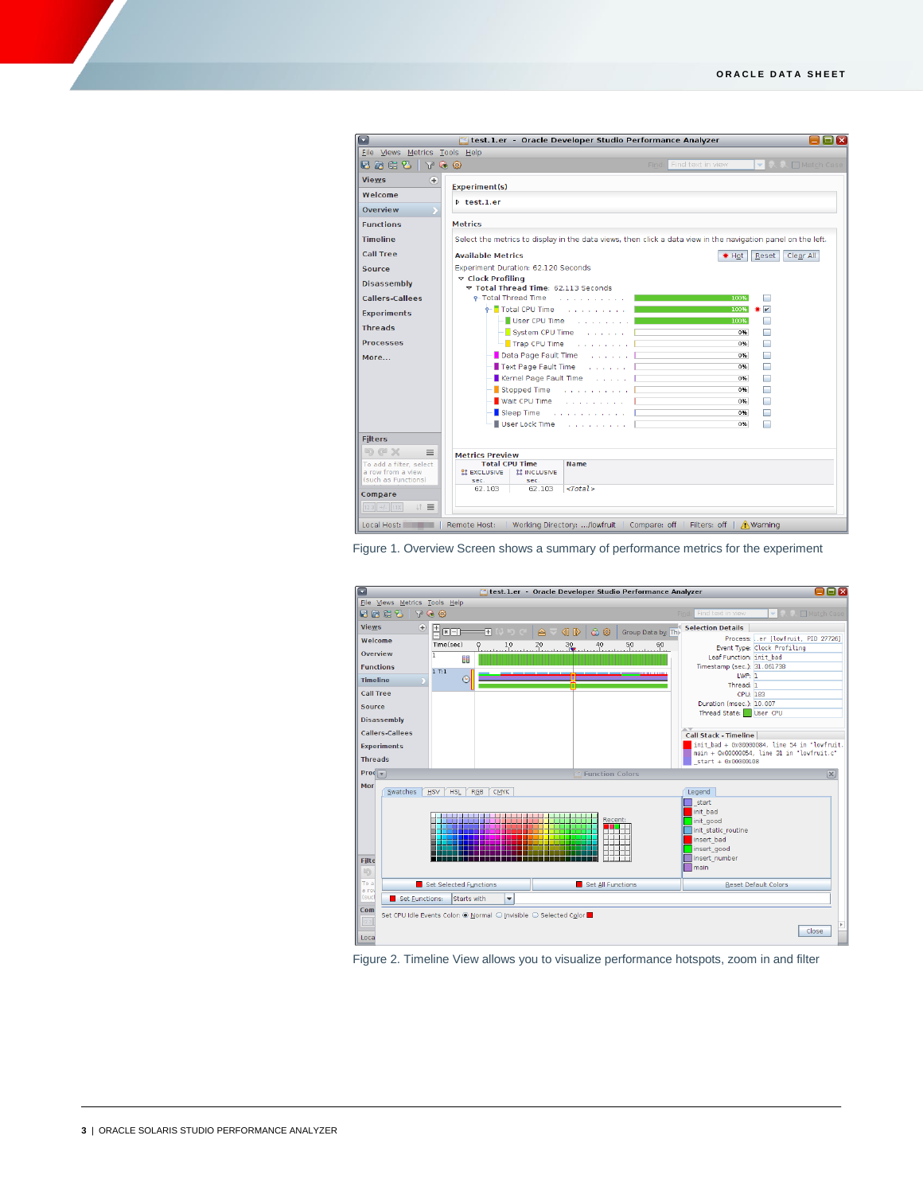Figure 1. Overview Screen shows a summary of performance metrics for the experiment

Figure 2. Timeline View allows you to visualize performance hotspots, zoom in and filter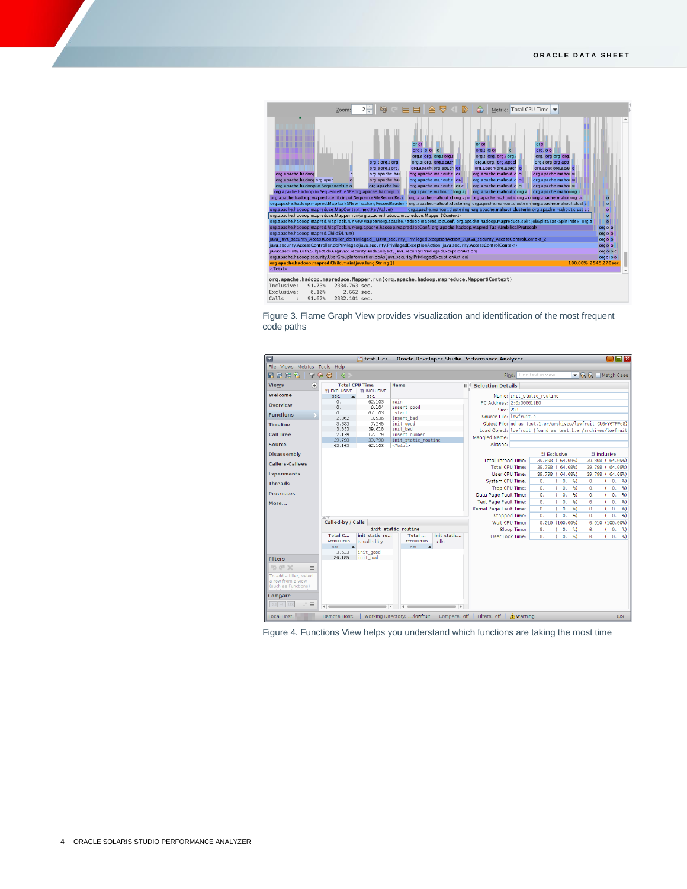Figure 3. Flame Graph View provides visualization and identification of the most frequent code paths

Figure 4. Functions View helps you understand which functions are taking the most time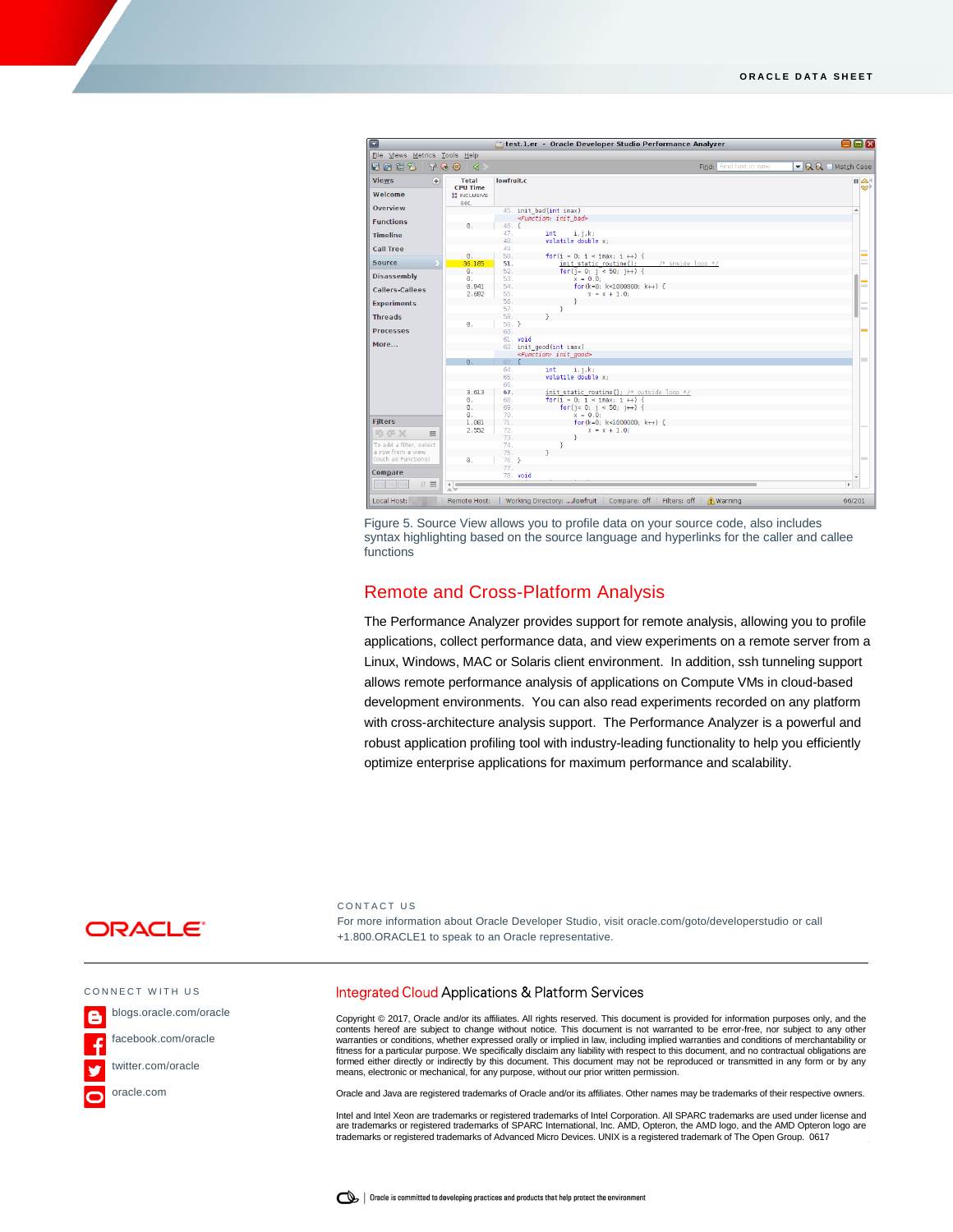Figure 5. Source View allows you to profile data on your source code, also includes syntax highlighting based on the source language and hyperlinks for the caller and callee functions

## Remote and Cross-Platform Analysis

The Performance Analyzer provides support for remote analysis, allowing you to profile applications, collect performance data, and view experiments on a remote server from a Linux, Windows, MAC or Solaris client environment. In addition, ssh tunneling support allows remote performance analysis of applications on Compute VMs in cloud-based development environments. You can also read experiments recorded on any platform with cross-architecture analysis support. The Performance Analyzer is a powerful and robust application profiling tool with industry-leading functionality to help you efficiently optimize enterprise applications for maximum performance and scalability.

ORACLE

CONTACT US

For more information about Oracle Developer Studio, visit oracle.com/goto/developerstudio or call +1.800.ORACLE1 to speak to an Oracle representative.

CONNECT WITH US

- blogs.oracle.com/oracle
- facebook.com/oracle
- twitter.com/oracle
- oracle.com

Integrated Cloud Applications & Platform Services

Copyright © 2017, Oracle and/or its affiliates. All rights reserved. This document is provided for information purposes only, and the contents hereof are subject to change without notice. This document is not warranted to be error-free, nor subject to any other warranties or conditions, whether expressed orally or implied in law, including implied warranties and conditions of merchantability or fitness for a particular purpose. We specifically disclaim any liability with respect to this document, and no contractual obligations are formed either directly or indirectly by this document. This document may not be reproduced or transmitted in any form or by any means, electronic or mechanical, for any purpose, without our prior written permission.

Oracle and Java are registered trademarks of Oracle and/or its affiliates. Other names may be trademarks of their respective owners.

Intel and Intel Xeon are trademarks or registered trademarks of Intel Corporation. All SPARC trademarks are used under license and are trademarks or registered trademarks of SPARC International, Inc. AMD, Opteron, the AMD logo, and the AMD Opteron logo are trademarks or registered trademarks of Advanced Micro Devices. UNIX is a registered trademark of The Open Group. 0617

Oracle is committed to developing practices and products that help protect the environment